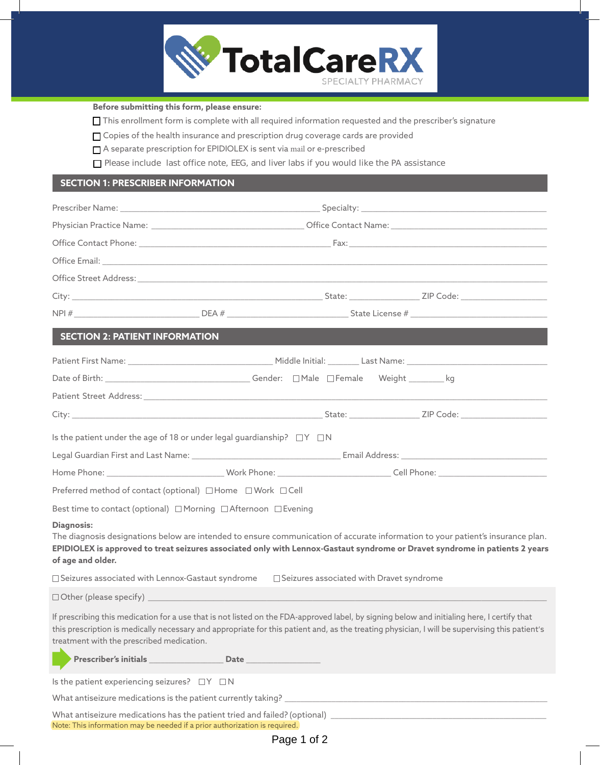TotalCareRX SPECIALTY PHARMACY

**Before submitting this form, please ensure:**

- ☐ This enrollment form is complete with all required information requested and the prescriber's signature
- ☐ Copies of the health insurance and prescription drug coverage cards are provided
- ☐ A separate prescription for EPIDIOLEX is sent via mail or e-prescribed
- ☐ Please include last office note, EEG, and liver labs if you would like the PA assistance

## SECTION 1: PRESCRIBER INFORMATION

Prescriber Name: ______________________ Specialty: ______________________

Physician Practice Name: ______________________ Office Contact Name: ______________________

Office Contact Phone: ______________________ Fax: ______________________

Office Email: ____________________________________________

Office Street Address: ____________________________________________

City: ______________________ State: __________ ZIP Code: __________

NPI # ______________ DEA # ______________ State License # ______________

## SECTION 2: PATIENT INFORMATION

Patient First Name: ______________ Middle Initial: ____ Last Name: ______________

Date of Birth: ______________ Gender: ☐Male ☐Female Weight ________ kg

Patient Street Address: ____________________________________________

City: ______________________ State: __________ ZIP Code: __________

Is the patient under the age of 18 or under legal guardianship? ☐Y ☐N

Legal Guardian First and Last Name: ______________________ Email Address: ______________________

Home Phone: ______________ Work Phone: ______________ Cell Phone: ______________

Preferred method of contact (optional) ☐Home ☐Work ☐Cell

Best time to contact (optional) ☐Morning ☐Afternoon ☐Evening

**Diagnosis:**

The diagnosis designations below are intended to ensure communication of accurate information to your patient's insurance plan. **EPIDIOLEX is approved to treat seizures associated only with Lennox-Gastaut syndrome or Dravet syndrome in patients 2 years of age and older.**

☐ Seizures associated with Lennox-Gastaut syndrome ☐ Seizures associated with Dravet syndrome

☐ Other (please specify) ____________________________________________

If prescribing this medication for a use that is not listed on the FDA-approved label, by signing below and initialing here, I certify that this prescription is medically necessary and appropriate for this patient and, as the treating physician, I will be supervising this patient's treatment with the prescribed medication.

**Prescriber's initials** ______________ **Date** ______________

Is the patient experiencing seizures? ☐Y ☐N

What antiseizure medications is the patient currently taking? ______________________

What antiseizure medications has the patient tried and failed? (optional) ______________________

Note: This information may be needed if a prior authorization is required.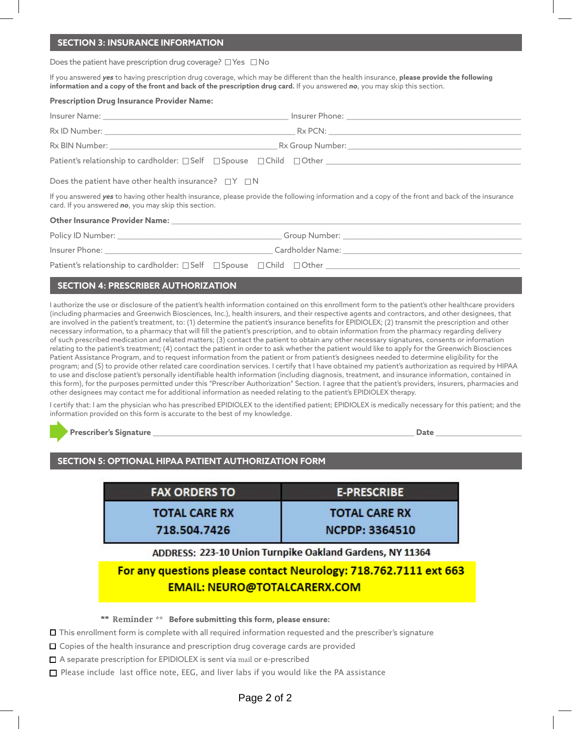## SECTION 3: INSURANCE INFORMATION

Does the patient have prescription drug coverage? ☐ Yes ☐ No

If you answered ***yes*** to having prescription drug coverage, which may be different than the health insurance, **please provide the following information and a copy of the front and back of the prescription drug card.** If you answered ***no***, you may skip this section.

**Prescription Drug Insurance Provider Name:**

Insurer Name: ______________________ Insurer Phone: ______________________

Rx ID Number: ______________________ Rx PCN: ______________________

Rx BIN Number: ______________________ Rx Group Number: ______________________

Patient's relationship to cardholder: ☐ Self ☐ Spouse ☐ Child ☐ Other ______________________

Does the patient have other health insurance? ☐ Y ☐ N

If you answered ***yes*** to having other health insurance, please provide the following information and a copy of the front and back of the insurance card. If you answered ***no***, you may skip this section.

**Other Insurance Provider Name:** ______________________

Policy ID Number: ______________________ Group Number: ______________________

Insurer Phone: ______________________ Cardholder Name: ______________________

Patient's relationship to cardholder: ☐ Self ☐ Spouse ☐ Child ☐ Other ______________________

## SECTION 4: PRESCRIBER AUTHORIZATION

I authorize the use or disclosure of the patient's health information contained on this enrollment form to the patient's other healthcare providers (including pharmacies and Greenwich Biosciences, Inc.), health insurers, and their respective agents and contractors, and other designees, that are involved in the patient's treatment, to: (1) determine the patient's insurance benefits for EPIDIOLEX; (2) transmit the prescription and other necessary information, to a pharmacy that will fill the patient's prescription, and to obtain information from the pharmacy regarding delivery of such prescribed medication and related matters; (3) contact the patient to obtain any other necessary signatures, consents or information relating to the patient's treatment; (4) contact the patient in order to ask whether the patient would like to apply for the Greenwich Biosciences Patient Assistance Program, and to request information from the patient or from patient's designees needed to determine eligibility for the program; and (5) to provide other related care coordination services. I certify that I have obtained my patient's authorization as required by HIPAA to use and disclose patient's personally identifiable health information (including diagnosis, treatment, and insurance information, contained in this form), for the purposes permitted under this "Prescriber Authorization" Section. I agree that the patient's providers, insurers, pharmacies and other designees may contact me for additional information as needed relating to the patient's EPIDIOLEX therapy.

I certify that: I am the physician who has prescribed EPIDIOLEX to the identified patient; EPIDIOLEX is medically necessary for this patient; and the information provided on this form is accurate to the best of my knowledge.

**Prescriber's Signature** ______________________ **Date** ______________________

## SECTION 5: OPTIONAL HIPAA PATIENT AUTHORIZATION FORM

| FAX ORDERS TO | E-PRESCRIBE |
|---|---|
| TOTAL CARE RX<br>718.504.7426 | TOTAL CARE RX<br>NCPDP: 3364510 |

ADDRESS: 223-10 Union Turnpike Oakland Gardens, NY 11364

**For any questions please contact Neurology: 718.762.7111 ext 663**
**EMAIL: NEURO@TOTALCARERX.COM**

** Reminder ** **Before submitting this form, please ensure:**

☐ This enrollment form is complete with all required information requested and the prescriber's signature

☐ Copies of the health insurance and prescription drug coverage cards are provided

☐ A separate prescription for EPIDIOLEX is sent via mail or e-prescribed

☐ Please include last office note, EEG, and liver labs if you would like the PA assistance